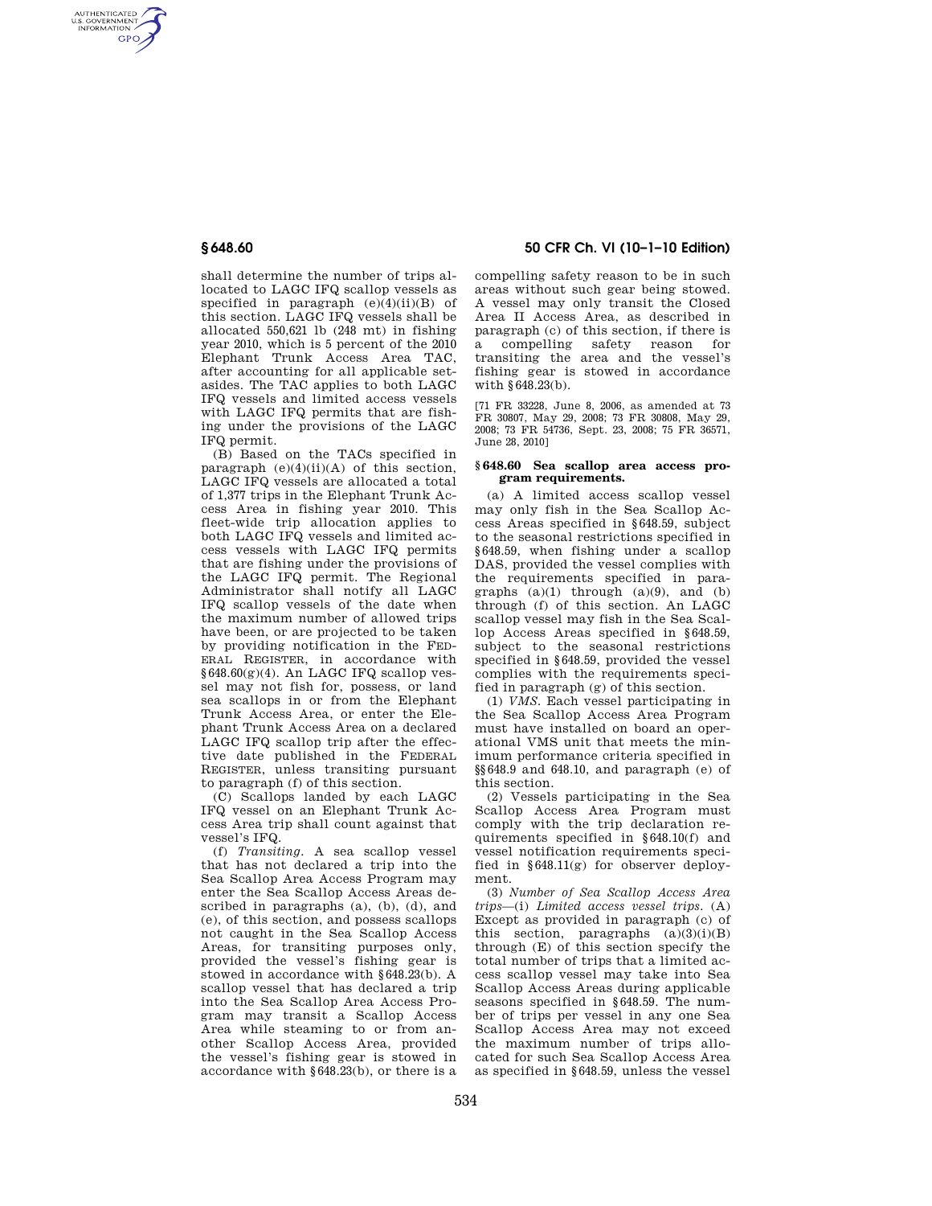shall determine the number of trips allocated to LAGC IFQ scallop vessels as specified in paragraph (e)(4)(ii)(B) of this section. LAGC IFQ vessels shall be allocated 550,621 lb (248 mt) in fishing year 2010, which is 5 percent of the 2010 Elephant Trunk Access Area TAC, after accounting for all applicable set-asides. The TAC applies to both LAGC IFQ vessels and limited access vessels with LAGC IFQ permits that are fishing under the provisions of the LAGC IFQ permit.

(B) Based on the TACs specified in paragraph (e)(4)(ii)(A) of this section, LAGC IFQ vessels are allocated a total of 1,377 trips in the Elephant Trunk Access Area in fishing year 2010. This fleet-wide trip allocation applies to both LAGC IFQ vessels and limited access vessels with LAGC IFQ permits that are fishing under the provisions of the LAGC IFQ permit. The Regional Administrator shall notify all LAGC IFQ scallop vessels of the date when the maximum number of allowed trips have been, or are projected to be taken by providing notification in the FEDERAL REGISTER, in accordance with §648.60(g)(4). An LAGC IFQ scallop vessel may not fish for, possess, or land sea scallops in or from the Elephant Trunk Access Area, or enter the Elephant Trunk Access Area on a declared LAGC IFQ scallop trip after the effective date published in the FEDERAL REGISTER, unless transiting pursuant to paragraph (f) of this section.

(C) Scallops landed by each LAGC IFQ vessel on an Elephant Trunk Access Area trip shall count against that vessel's IFQ.

(f) *Transiting.* A sea scallop vessel that has not declared a trip into the Sea Scallop Area Access Program may enter the Sea Scallop Access Areas described in paragraphs (a), (b), (d), and (e), of this section, and possess scallops not caught in the Sea Scallop Access Areas, for transiting purposes only, provided the vessel's fishing gear is stowed in accordance with §648.23(b). A scallop vessel that has declared a trip into the Sea Scallop Area Access Program may transit a Scallop Access Area while steaming to or from another Scallop Access Area, provided the vessel's fishing gear is stowed in accordance with §648.23(b), or there is a compelling safety reason to be in such areas without such gear being stowed. A vessel may only transit the Closed Area II Access Area, as described in paragraph (c) of this section, if there is a compelling safety reason for transiting the area and the vessel's fishing gear is stowed in accordance with §648.23(b).

[71 FR 33228, June 8, 2006, as amended at 73 FR 30807, May 29, 2008; 73 FR 30808, May 29, 2008; 73 FR 54736, Sept. 23, 2008; 75 FR 36571, June 28, 2010]

## §648.60 Sea scallop area access program requirements.

(a) A limited access scallop vessel may only fish in the Sea Scallop Access Areas specified in §648.59, subject to the seasonal restrictions specified in §648.59, when fishing under a scallop DAS, provided the vessel complies with the requirements specified in paragraphs (a)(1) through (a)(9), and (b) through (f) of this section. An LAGC scallop vessel may fish in the Sea Scallop Access Areas specified in §648.59, subject to the seasonal restrictions specified in §648.59, provided the vessel complies with the requirements specified in paragraph (g) of this section.

(1) *VMS.* Each vessel participating in the Sea Scallop Access Area Program must have installed on board an operational VMS unit that meets the minimum performance criteria specified in §§648.9 and 648.10, and paragraph (e) of this section.

(2) Vessels participating in the Sea Scallop Access Area Program must comply with the trip declaration requirements specified in §648.10(f) and vessel notification requirements specified in §648.11(g) for observer deployment.

(3) *Number of Sea Scallop Access Area trips*—(i) *Limited access vessel trips.* (A) Except as provided in paragraph (c) of this section, paragraphs (a)(3)(i)(B) through (E) of this section specify the total number of trips that a limited access scallop vessel may take into Sea Scallop Access Areas during applicable seasons specified in §648.59. The number of trips per vessel in any one Sea Scallop Access Area may not exceed the maximum number of trips allocated for such Sea Scallop Access Area as specified in §648.59, unless the vessel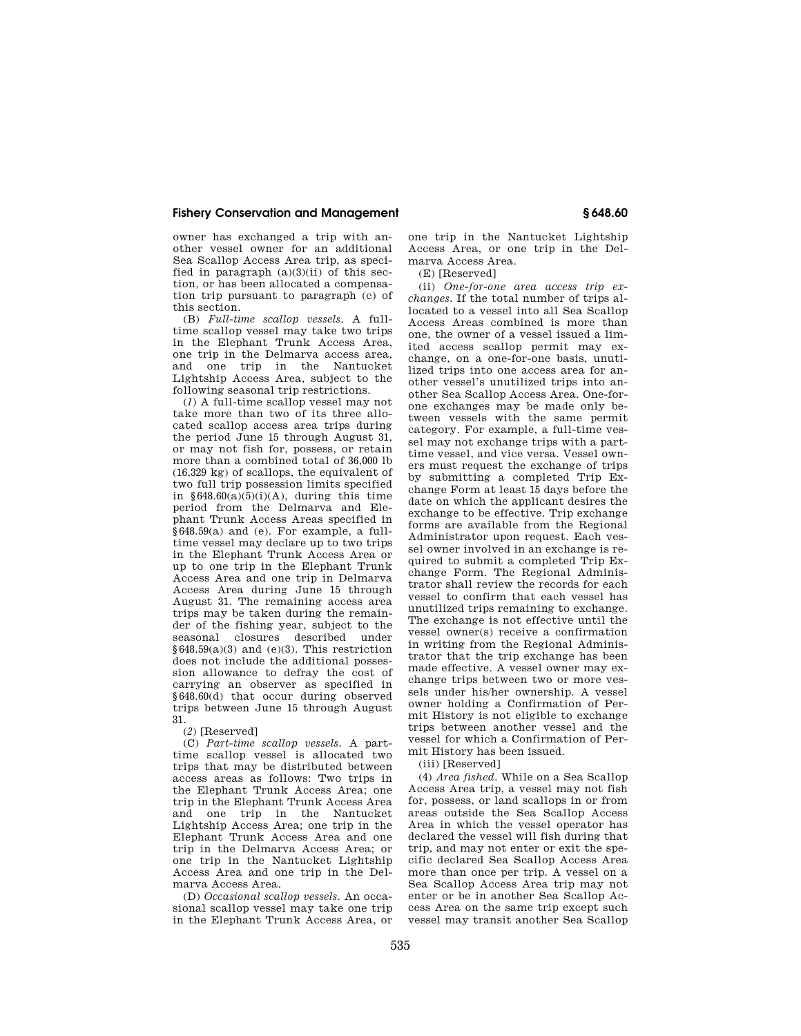owner has exchanged a trip with another vessel owner for an additional Sea Scallop Access Area trip, as specified in paragraph (a)(3)(ii) of this section, or has been allocated a compensation trip pursuant to paragraph (c) of this section.

(B) *Full-time scallop vessels.* A full-time scallop vessel may take two trips in the Elephant Trunk Access Area, one trip in the Delmarva access area, and one trip in the Nantucket Lightship Access Area, subject to the following seasonal trip restrictions.

(*1*) A full-time scallop vessel may not take more than two of its three allocated scallop access area trips during the period June 15 through August 31, or may not fish for, possess, or retain more than a combined total of 36,000 lb (16,329 kg) of scallops, the equivalent of two full trip possession limits specified in §648.60(a)(5)(i)(A), during this time period from the Delmarva and Elephant Trunk Access Areas specified in §648.59(a) and (e). For example, a full-time vessel may declare up to two trips in the Elephant Trunk Access Area or up to one trip in the Elephant Trunk Access Area and one trip in Delmarva Access Area during June 15 through August 31. The remaining access area trips may be taken during the remainder of the fishing year, subject to the seasonal closures described under §648.59(a)(3) and (e)(3). This restriction does not include the additional possession allowance to defray the cost of carrying an observer as specified in §648.60(d) that occur during observed trips between June 15 through August 31.

(*2*) [Reserved]

(C) *Part-time scallop vessels.* A part-time scallop vessel is allocated two trips that may be distributed between access areas as follows: Two trips in the Elephant Trunk Access Area; one trip in the Elephant Trunk Access Area and one trip in the Nantucket Lightship Access Area; one trip in the Elephant Trunk Access Area and one trip in the Delmarva Access Area; or one trip in the Nantucket Lightship Access Area and one trip in the Delmarva Access Area.

(D) *Occasional scallop vessels.* An occasional scallop vessel may take one trip in the Elephant Trunk Access Area, or one trip in the Nantucket Lightship Access Area, or one trip in the Delmarva Access Area.

(E) [Reserved]

(ii) *One-for-one area access trip exchanges.* If the total number of trips allocated to a vessel into all Sea Scallop Access Areas combined is more than one, the owner of a vessel issued a limited access scallop permit may exchange, on a one-for-one basis, unutilized trips into one access area for another vessel's unutilized trips into another Sea Scallop Access Area. One-for-one exchanges may be made only between vessels with the same permit category. For example, a full-time vessel may not exchange trips with a part-time vessel, and vice versa. Vessel owners must request the exchange of trips by submitting a completed Trip Exchange Form at least 15 days before the date on which the applicant desires the exchange to be effective. Trip exchange forms are available from the Regional Administrator upon request. Each vessel owner involved in an exchange is required to submit a completed Trip Exchange Form. The Regional Administrator shall review the records for each vessel to confirm that each vessel has unutilized trips remaining to exchange. The exchange is not effective until the vessel owner(s) receive a confirmation in writing from the Regional Administrator that the trip exchange has been made effective. A vessel owner may exchange trips between two or more vessels under his/her ownership. A vessel owner holding a Confirmation of Permit History is not eligible to exchange trips between another vessel and the vessel for which a Confirmation of Permit History has been issued.

(iii) [Reserved]

(4) *Area fished.* While on a Sea Scallop Access Area trip, a vessel may not fish for, possess, or land scallops in or from areas outside the Sea Scallop Access Area in which the vessel operator has declared the vessel will fish during that trip, and may not enter or exit the specific declared Sea Scallop Access Area more than once per trip. A vessel on a Sea Scallop Access Area trip may not enter or be in another Sea Scallop Access Area on the same trip except such vessel may transit another Sea Scallop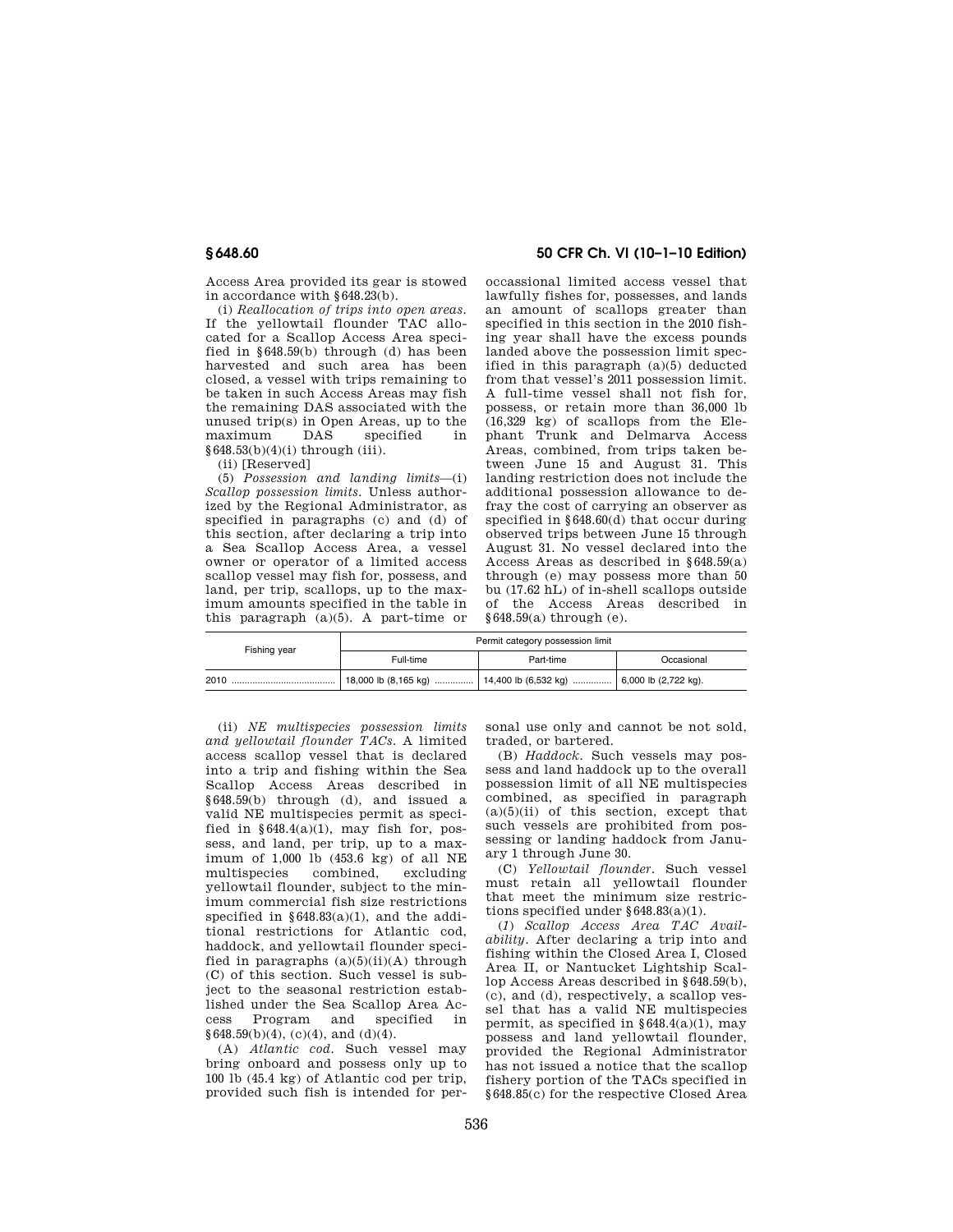Access Area provided its gear is stowed in accordance with §648.23(b).

(i) *Reallocation of trips into open areas.* If the yellowtail flounder TAC allocated for a Scallop Access Area specified in §648.59(b) through (d) has been harvested and such area has been closed, a vessel with trips remaining to be taken in such Access Areas may fish the remaining DAS associated with the unused trip(s) in Open Areas, up to the maximum DAS specified in §648.53(b)(4)(i) through (iii).

(ii) [Reserved]

(5) *Possession and landing limits*—(i) *Scallop possession limits.* Unless authorized by the Regional Administrator, as specified in paragraphs (c) and (d) of this section, after declaring a trip into a Sea Scallop Access Area, a vessel owner or operator of a limited access scallop vessel may fish for, possess, and land, per trip, scallops, up to the maximum amounts specified in the table in this paragraph (a)(5). A part-time or occassional limited access vessel that lawfully fishes for, possesses, and lands an amount of scallops greater than specified in this section in the 2010 fishing year shall have the excess pounds landed above the possession limit specified in this paragraph (a)(5) deducted from that vessel's 2011 possession limit. A full-time vessel shall not fish for, possess, or retain more than 36,000 lb (16,329 kg) of scallops from the Elephant Trunk and Delmarva Access Areas, combined, from trips taken between June 15 and August 31. This landing restriction does not include the additional possession allowance to defray the cost of carrying an observer as specified in §648.60(d) that occur during observed trips between June 15 through August 31. No vessel declared into the Access Areas as described in §648.59(a) through (e) may possess more than 50 bu (17.62 hL) of in-shell scallops outside of the Access Areas described in §648.59(a) through (e).

| Fishing year | Permit category possession limit | | |
|---|---|---|---|
| | Full-time | Part-time | Occasional |
| 2010 | 18,000 lb (8,165 kg) | 14,400 lb (6,532 kg) | 6,000 lb (2,722 kg). |

(ii) *NE multispecies possession limits and yellowtail flounder TACs.* A limited access scallop vessel that is declared into a trip and fishing within the Sea Scallop Access Areas described in §648.59(b) through (d), and issued a valid NE multispecies permit as specified in §648.4(a)(1), may fish for, possess, and land, per trip, up to a maximum of 1,000 lb (453.6 kg) of all NE multispecies combined, excluding yellowtail flounder, subject to the minimum commercial fish size restrictions specified in §648.83(a)(1), and the additional restrictions for Atlantic cod, haddock, and yellowtail flounder specified in paragraphs (a)(5)(ii)(A) through (C) of this section. Such vessel is subject to the seasonal restriction established under the Sea Scallop Area Access Program and specified in §648.59(b)(4), (c)(4), and (d)(4).

(A) *Atlantic cod.* Such vessel may bring onboard and possess only up to 100 lb (45.4 kg) of Atlantic cod per trip, provided such fish is intended for personal use only and cannot be not sold, traded, or bartered.

(B) *Haddock.* Such vessels may possess and land haddock up to the overall possession limit of all NE multispecies combined, as specified in paragraph (a)(5)(ii) of this section, except that such vessels are prohibited from possessing or landing haddock from January 1 through June 30.

(C) *Yellowtail flounder.* Such vessel must retain all yellowtail flounder that meet the minimum size restrictions specified under §648.83(a)(1).

(*1*) *Scallop Access Area TAC Availability.* After declaring a trip into and fishing within the Closed Area I, Closed Area II, or Nantucket Lightship Scallop Access Areas described in §648.59(b), (c), and (d), respectively, a scallop vessel that has a valid NE multispecies permit, as specified in §648.4(a)(1), may possess and land yellowtail flounder, provided the Regional Administrator has not issued a notice that the scallop fishery portion of the TACs specified in §648.85(c) for the respective Closed Area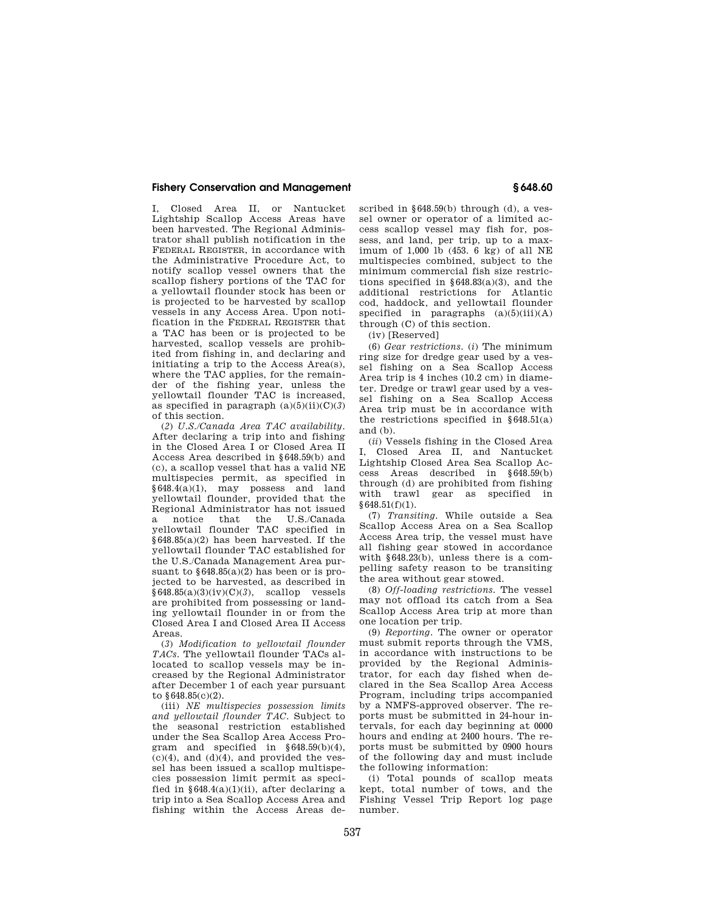I, Closed Area II, or Nantucket Lightship Scallop Access Areas have been harvested. The Regional Administrator shall publish notification in the FEDERAL REGISTER, in accordance with the Administrative Procedure Act, to notify scallop vessel owners that the scallop fishery portions of the TAC for a yellowtail flounder stock has been or is projected to be harvested by scallop vessels in any Access Area. Upon notification in the FEDERAL REGISTER that a TAC has been or is projected to be harvested, scallop vessels are prohibited from fishing in, and declaring and initiating a trip to the Access Area(s), where the TAC applies, for the remainder of the fishing year, unless the yellowtail flounder TAC is increased, as specified in paragraph (a)(5)(ii)(C)(*3*) of this section.

(*2*) *U.S./Canada Area TAC availability*. After declaring a trip into and fishing in the Closed Area I or Closed Area II Access Area described in §648.59(b) and (c), a scallop vessel that has a valid NE multispecies permit, as specified in §648.4(a)(1), may possess and land yellowtail flounder, provided that the Regional Administrator has not issued a notice that the U.S./Canada yellowtail flounder TAC specified in §648.85(a)(2) has been harvested. If the yellowtail flounder TAC established for the U.S./Canada Management Area pursuant to §648.85(a)(2) has been or is projected to be harvested, as described in §648.85(a)(3)(iv)(C)(*3*), scallop vessels are prohibited from possessing or landing yellowtail flounder in or from the Closed Area I and Closed Area II Access Areas.

(*3*) *Modification to yellowtail flounder TACs*. The yellowtail flounder TACs allocated to scallop vessels may be increased by the Regional Administrator after December 1 of each year pursuant to §648.85(c)(2).

(iii) *NE multispecies possession limits and yellowtail flounder TAC*. Subject to the seasonal restriction established under the Sea Scallop Area Access Program and specified in §648.59(b)(4), (c)(4), and (d)(4), and provided the vessel has been issued a scallop multispecies possession limit permit as specified in §648.4(a)(1)(ii), after declaring a trip into a Sea Scallop Access Area and fishing within the Access Areas described in §648.59(b) through (d), a vessel owner or operator of a limited access scallop vessel may fish for, possess, and land, per trip, up to a maximum of 1,000 lb (453. 6 kg) of all NE multispecies combined, subject to the minimum commercial fish size restrictions specified in §648.83(a)(3), and the additional restrictions for Atlantic cod, haddock, and yellowtail flounder specified in paragraphs (a)(5)(iii)(A) through (C) of this section.

(iv) [Reserved]

(6) *Gear restrictions*. (*i*) The minimum ring size for dredge gear used by a vessel fishing on a Sea Scallop Access Area trip is 4 inches (10.2 cm) in diameter. Dredge or trawl gear used by a vessel fishing on a Sea Scallop Access Area trip must be in accordance with the restrictions specified in §648.51(a) and (b).

(*ii*) Vessels fishing in the Closed Area I, Closed Area II, and Nantucket Lightship Closed Area Sea Scallop Access Areas described in §648.59(b) through (d) are prohibited from fishing with trawl gear as specified in §648.51(f)(1).

(7) *Transiting*. While outside a Sea Scallop Access Area on a Sea Scallop Access Area trip, the vessel must have all fishing gear stowed in accordance with §648.23(b), unless there is a compelling safety reason to be transiting the area without gear stowed.

(8) *Off-loading restrictions*. The vessel may not offload its catch from a Sea Scallop Access Area trip at more than one location per trip.

(9) *Reporting*. The owner or operator must submit reports through the VMS, in accordance with instructions to be provided by the Regional Administrator, for each day fished when declared in the Sea Scallop Area Access Program, including trips accompanied by a NMFS-approved observer. The reports must be submitted in 24-hour intervals, for each day beginning at 0000 hours and ending at 2400 hours. The reports must be submitted by 0900 hours of the following day and must include the following information:

(i) Total pounds of scallop meats kept, total number of tows, and the Fishing Vessel Trip Report log page number.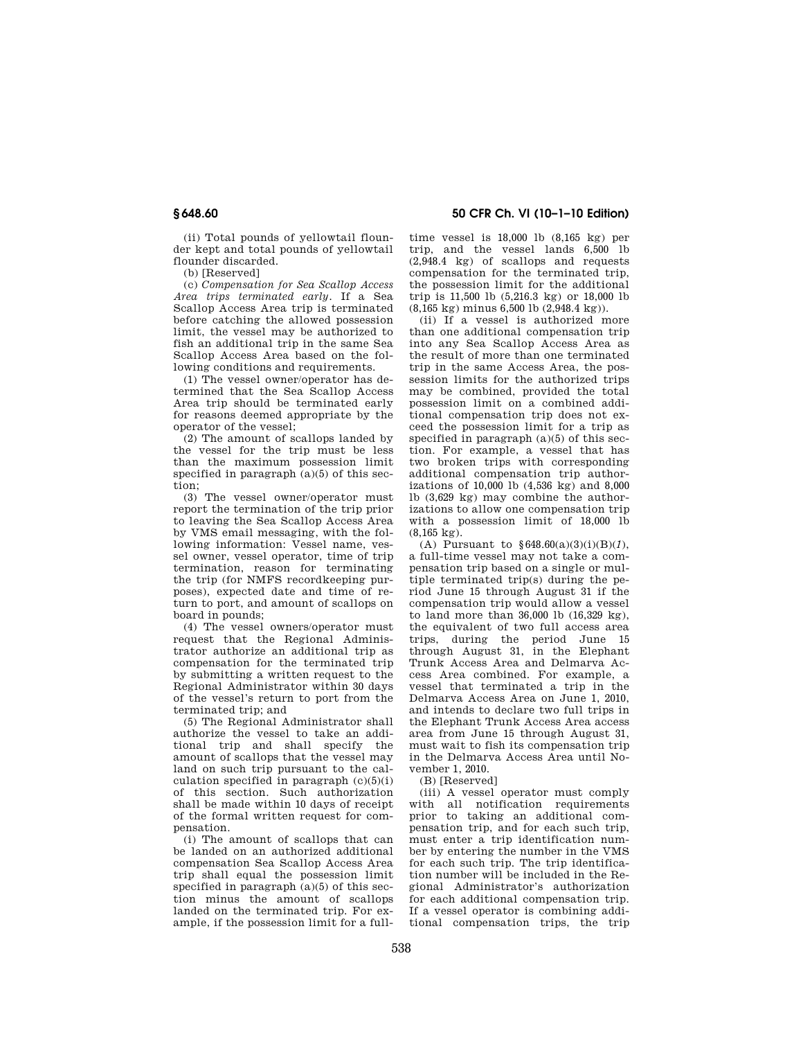(ii) Total pounds of yellowtail flounder kept and total pounds of yellowtail flounder discarded.

(b) [Reserved]

(c) *Compensation for Sea Scallop Access Area trips terminated early.* If a Sea Scallop Access Area trip is terminated before catching the allowed possession limit, the vessel may be authorized to fish an additional trip in the same Sea Scallop Access Area based on the following conditions and requirements.

(1) The vessel owner/operator has determined that the Sea Scallop Access Area trip should be terminated early for reasons deemed appropriate by the operator of the vessel;

(2) The amount of scallops landed by the vessel for the trip must be less than the maximum possession limit specified in paragraph (a)(5) of this section;

(3) The vessel owner/operator must report the termination of the trip prior to leaving the Sea Scallop Access Area by VMS email messaging, with the following information: Vessel name, vessel owner, vessel operator, time of trip termination, reason for terminating the trip (for NMFS recordkeeping purposes), expected date and time of return to port, and amount of scallops on board in pounds;

(4) The vessel owners/operator must request that the Regional Administrator authorize an additional trip as compensation for the terminated trip by submitting a written request to the Regional Administrator within 30 days of the vessel's return to port from the terminated trip; and

(5) The Regional Administrator shall authorize the vessel to take an additional trip and shall specify the amount of scallops that the vessel may land on such trip pursuant to the calculation specified in paragraph (c)(5)(i) of this section. Such authorization shall be made within 10 days of receipt of the formal written request for compensation.

(i) The amount of scallops that can be landed on an authorized additional compensation Sea Scallop Access Area trip shall equal the possession limit specified in paragraph (a)(5) of this section minus the amount of scallops landed on the terminated trip. For example, if the possession limit for a full-time vessel is 18,000 lb (8,165 kg) per trip, and the vessel lands 6,500 lb (2,948.4 kg) of scallops and requests compensation for the terminated trip, the possession limit for the additional trip is 11,500 lb (5,216.3 kg) or 18,000 lb (8,165 kg) minus 6,500 lb (2,948.4 kg)).

(ii) If a vessel is authorized more than one additional compensation trip into any Sea Scallop Access Area as the result of more than one terminated trip in the same Access Area, the possession limits for the authorized trips may be combined, provided the total possession limit on a combined additional compensation trip does not exceed the possession limit for a trip as specified in paragraph (a)(5) of this section. For example, a vessel that has two broken trips with corresponding additional compensation trip authorizations of 10,000 lb (4,536 kg) and 8,000 lb (3,629 kg) may combine the authorizations to allow one compensation trip with a possession limit of 18,000 lb (8,165 kg).

(A) Pursuant to §648.60(a)(3)(i)(B)(*1*), a full-time vessel may not take a compensation trip based on a single or multiple terminated trip(s) during the period June 15 through August 31 if the compensation trip would allow a vessel to land more than 36,000 lb (16,329 kg), the equivalent of two full access area trips, during the period June 15 through August 31, in the Elephant Trunk Access Area and Delmarva Access Area combined. For example, a vessel that terminated a trip in the Delmarva Access Area on June 1, 2010, and intends to declare two full trips in the Elephant Trunk Access Area access area from June 15 through August 31, must wait to fish its compensation trip in the Delmarva Access Area until November 1, 2010.

(B) [Reserved]

(iii) A vessel operator must comply with all notification requirements prior to taking an additional compensation trip, and for each such trip, must enter a trip identification number by entering the number in the VMS for each such trip. The trip identification number will be included in the Regional Administrator's authorization for each additional compensation trip. If a vessel operator is combining additional compensation trips, the trip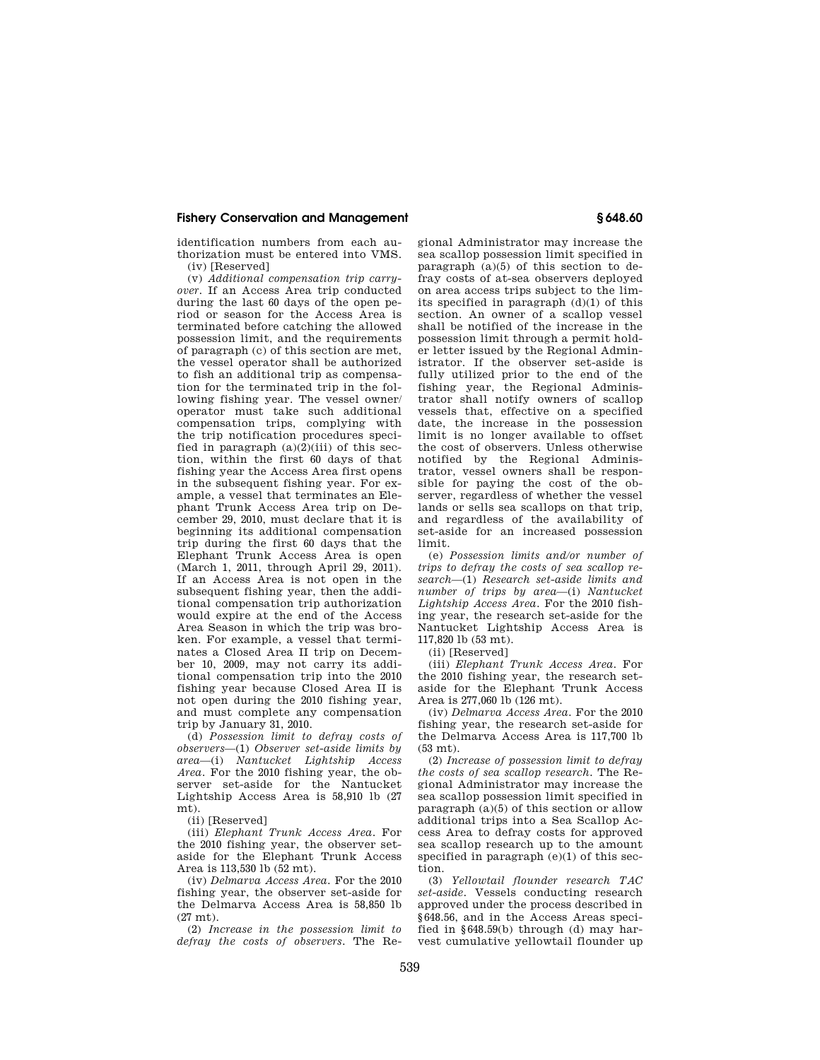identification numbers from each authorization must be entered into VMS.

(iv) [Reserved]

(v) *Additional compensation trip carryover.* If an Access Area trip conducted during the last 60 days of the open period or season for the Access Area is terminated before catching the allowed possession limit, and the requirements of paragraph (c) of this section are met, the vessel operator shall be authorized to fish an additional trip as compensation for the terminated trip in the following fishing year. The vessel owner/operator must take such additional compensation trips, complying with the trip notification procedures specified in paragraph (a)(2)(iii) of this section, within the first 60 days of that fishing year the Access Area first opens in the subsequent fishing year. For example, a vessel that terminates an Elephant Trunk Access Area trip on December 29, 2010, must declare that it is beginning its additional compensation trip during the first 60 days that the Elephant Trunk Access Area is open (March 1, 2011, through April 29, 2011). If an Access Area is not open in the subsequent fishing year, then the additional compensation trip authorization would expire at the end of the Access Area Season in which the trip was broken. For example, a vessel that terminates a Closed Area II trip on December 10, 2009, may not carry its additional compensation trip into the 2010 fishing year because Closed Area II is not open during the 2010 fishing year, and must complete any compensation trip by January 31, 2010.

(d) *Possession limit to defray costs of observers*—(1) *Observer set-aside limits by area*—(i) *Nantucket Lightship Access Area.* For the 2010 fishing year, the observer set-aside for the Nantucket Lightship Access Area is 58,910 lb (27 mt).

(ii) [Reserved]

(iii) *Elephant Trunk Access Area.* For the 2010 fishing year, the observer set-aside for the Elephant Trunk Access Area is 113,530 lb (52 mt).

(iv) *Delmarva Access Area.* For the 2010 fishing year, the observer set-aside for the Delmarva Access Area is 58,850 lb (27 mt).

(2) *Increase in the possession limit to defray the costs of observers.* The Regional Administrator may increase the sea scallop possession limit specified in paragraph (a)(5) of this section to defray costs of at-sea observers deployed on area access trips subject to the limits specified in paragraph (d)(1) of this section. An owner of a scallop vessel shall be notified of the increase in the possession limit through a permit holder letter issued by the Regional Administrator. If the observer set-aside is fully utilized prior to the end of the fishing year, the Regional Administrator shall notify owners of scallop vessels that, effective on a specified date, the increase in the possession limit is no longer available to offset the cost of observers. Unless otherwise notified by the Regional Administrator, vessel owners shall be responsible for paying the cost of the observer, regardless of whether the vessel lands or sells sea scallops on that trip, and regardless of the availability of set-aside for an increased possession limit.

(e) *Possession limits and/or number of trips to defray the costs of sea scallop research*—(1) *Research set-aside limits and number of trips by area*—(i) *Nantucket Lightship Access Area.* For the 2010 fishing year, the research set-aside for the Nantucket Lightship Access Area is 117,820 lb (53 mt).

(ii) [Reserved]

(iii) *Elephant Trunk Access Area.* For the 2010 fishing year, the research set-aside for the Elephant Trunk Access Area is 277,060 lb (126 mt).

(iv) *Delmarva Access Area.* For the 2010 fishing year, the research set-aside for the Delmarva Access Area is 117,700 lb (53 mt).

(2) *Increase of possession limit to defray the costs of sea scallop research.* The Regional Administrator may increase the sea scallop possession limit specified in paragraph (a)(5) of this section or allow additional trips into a Sea Scallop Access Area to defray costs for approved sea scallop research up to the amount specified in paragraph (e)(1) of this section.

(3) *Yellowtail flounder research TAC set-aside.* Vessels conducting research approved under the process described in §648.56, and in the Access Areas specified in §648.59(b) through (d) may harvest cumulative yellowtail flounder up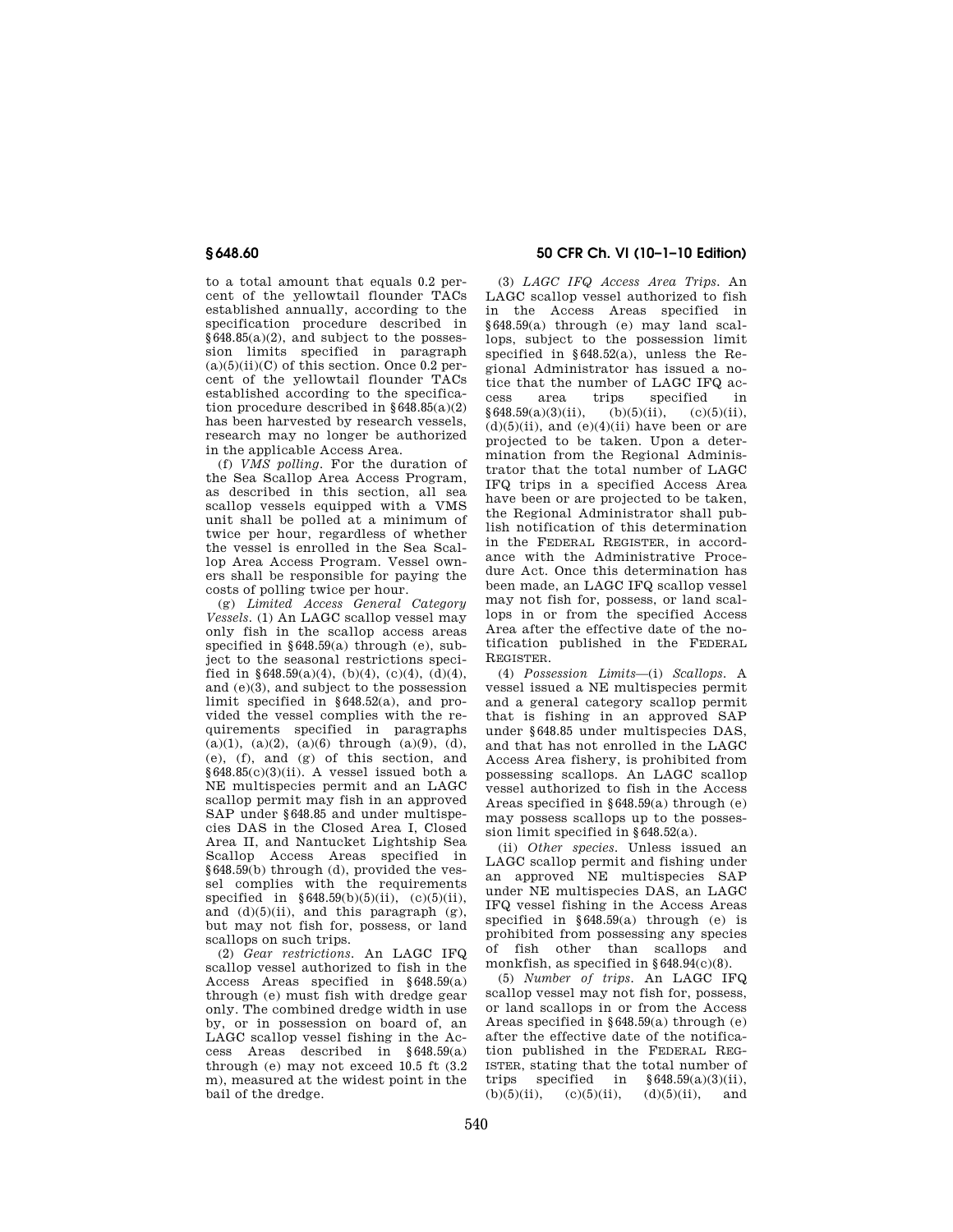to a total amount that equals 0.2 percent of the yellowtail flounder TACs established annually, according to the specification procedure described in §648.85(a)(2), and subject to the possession limits specified in paragraph (a)(5)(ii)(C) of this section. Once 0.2 percent of the yellowtail flounder TACs established according to the specification procedure described in §648.85(a)(2) has been harvested by research vessels, research may no longer be authorized in the applicable Access Area.

(f) *VMS polling.* For the duration of the Sea Scallop Area Access Program, as described in this section, all sea scallop vessels equipped with a VMS unit shall be polled at a minimum of twice per hour, regardless of whether the vessel is enrolled in the Sea Scallop Area Access Program. Vessel owners shall be responsible for paying the costs of polling twice per hour.

(g) *Limited Access General Category Vessels.* (1) An LAGC scallop vessel may only fish in the scallop access areas specified in §648.59(a) through (e), subject to the seasonal restrictions specified in §648.59(a)(4), (b)(4), (c)(4), (d)(4), and (e)(3), and subject to the possession limit specified in §648.52(a), and provided the vessel complies with the requirements specified in paragraphs (a)(1), (a)(2), (a)(6) through (a)(9), (d), (e), (f), and (g) of this section, and §648.85(c)(3)(ii). A vessel issued both a NE multispecies permit and an LAGC scallop permit may fish in an approved SAP under §648.85 and under multispecies DAS in the Closed Area I, Closed Area II, and Nantucket Lightship Sea Scallop Access Areas specified in §648.59(b) through (d), provided the vessel complies with the requirements specified in §648.59(b)(5)(ii), (c)(5)(ii), and (d)(5)(ii), and this paragraph (g), but may not fish for, possess, or land scallops on such trips.

(2) *Gear restrictions.* An LAGC IFQ scallop vessel authorized to fish in the Access Areas specified in §648.59(a) through (e) must fish with dredge gear only. The combined dredge width in use by, or in possession on board of, an LAGC scallop vessel fishing in the Access Areas described in §648.59(a) through (e) may not exceed 10.5 ft (3.2 m), measured at the widest point in the bail of the dredge.

(3) *LAGC IFQ Access Area Trips.* An LAGC scallop vessel authorized to fish in the Access Areas specified in §648.59(a) through (e) may land scallops, subject to the possession limit specified in §648.52(a), unless the Regional Administrator has issued a notice that the number of LAGC IFQ access area trips specified in §648.59(a)(3)(ii), (b)(5)(ii), (c)(5)(ii), (d)(5)(ii), and (e)(4)(ii) have been or are projected to be taken. Upon a determination from the Regional Administrator that the total number of LAGC IFQ trips in a specified Access Area have been or are projected to be taken, the Regional Administrator shall publish notification of this determination in the FEDERAL REGISTER, in accordance with the Administrative Procedure Act. Once this determination has been made, an LAGC IFQ scallop vessel may not fish for, possess, or land scallops in or from the specified Access Area after the effective date of the notification published in the FEDERAL REGISTER.

(4) *Possession Limits*—(i) *Scallops.* A vessel issued a NE multispecies permit and a general category scallop permit that is fishing in an approved SAP under §648.85 under multispecies DAS, and that has not enrolled in the LAGC Access Area fishery, is prohibited from possessing scallops. An LAGC scallop vessel authorized to fish in the Access Areas specified in §648.59(a) through (e) may possess scallops up to the possession limit specified in §648.52(a).

(ii) *Other species.* Unless issued an LAGC scallop permit and fishing under an approved NE multispecies SAP under NE multispecies DAS, an LAGC IFQ vessel fishing in the Access Areas specified in §648.59(a) through (e) is prohibited from possessing any species of fish other than scallops and monkfish, as specified in §648.94(c)(8).

(5) *Number of trips.* An LAGC IFQ scallop vessel may not fish for, possess, or land scallops in or from the Access Areas specified in §648.59(a) through (e) after the effective date of the notification published in the FEDERAL REGISTER, stating that the total number of trips specified in §648.59(a)(3)(ii), (b)(5)(ii), (c)(5)(ii), (d)(5)(ii), and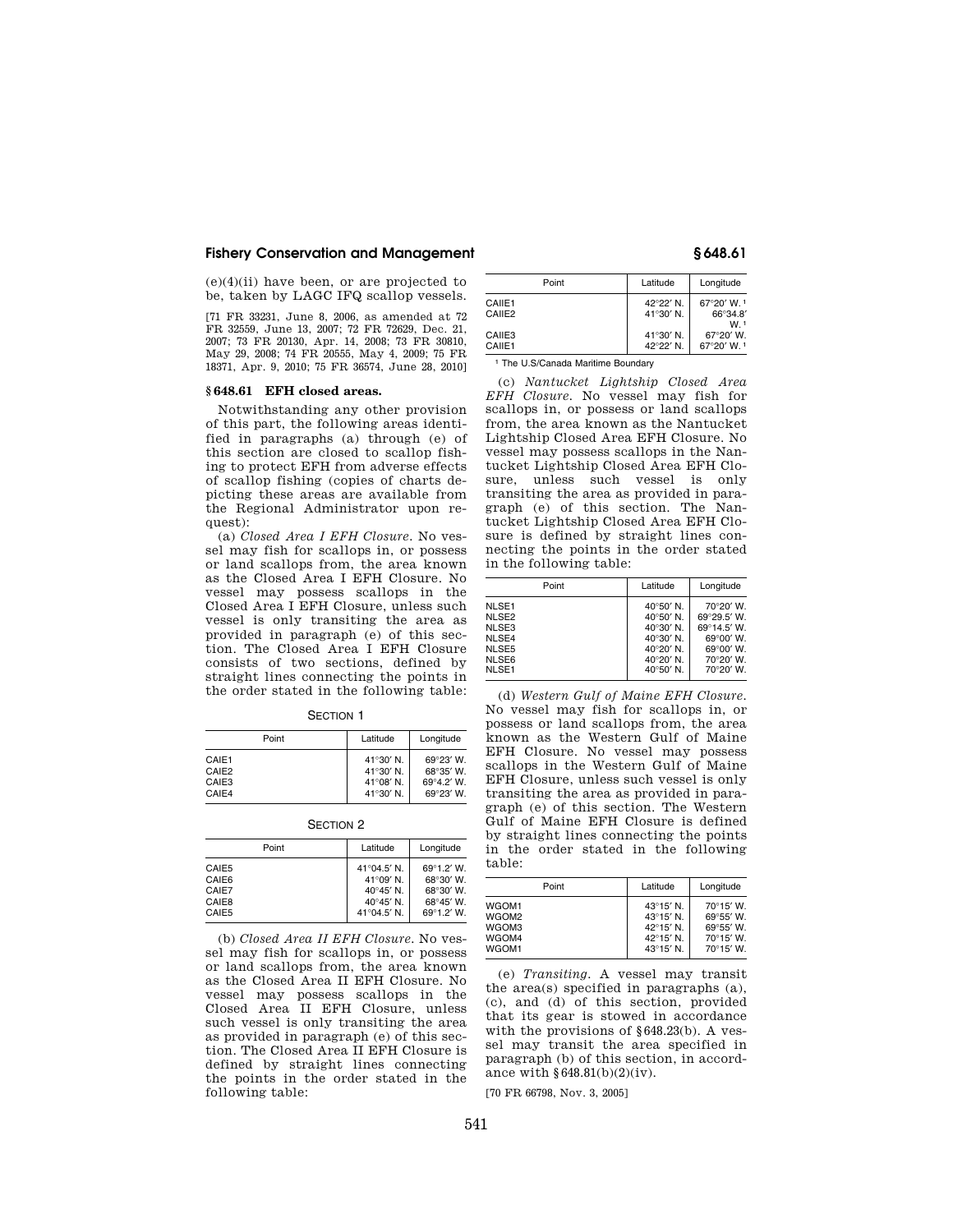(e)(4)(ii) have been, or are projected to be, taken by LAGC IFQ scallop vessels.

[71 FR 33231, June 8, 2006, as amended at 72 FR 32559, June 13, 2007; 72 FR 72629, Dec. 21, 2007; 73 FR 20130, Apr. 14, 2008; 73 FR 30810, May 29, 2008; 74 FR 20555, May 4, 2009; 75 FR 18371, Apr. 9, 2010; 75 FR 36574, June 28, 2010]

### § 648.61 EFH closed areas.

Notwithstanding any other provision of this part, the following areas identified in paragraphs (a) through (e) of this section are closed to scallop fishing to protect EFH from adverse effects of scallop fishing (copies of charts depicting these areas are available from the Regional Administrator upon request):

(a) *Closed Area I EFH Closure.* No vessel may fish for scallops in, or possess or land scallops from, the area known as the Closed Area I EFH Closure. No vessel may possess scallops in the Closed Area I EFH Closure, unless such vessel is only transiting the area as provided in paragraph (e) of this section. The Closed Area I EFH Closure consists of two sections, defined by straight lines connecting the points in the order stated in the following table:

SECTION 1

| Point | Latitude | Longitude |
|---|---|---|
| CAIE1 | 41°30′ N. | 69°23′ W. |
| CAIE2 | 41°30′ N. | 68°35′ W. |
| CAIE3 | 41°08′ N. | 69°4.2′ W. |
| CAIE4 | 41°30′ N. | 69°23′ W. |

SECTION 2

| Point | Latitude | Longitude |
|---|---|---|
| CAIE5 | 41°04.5′ N. | 69°1.2′ W. |
| CAIE6 | 41°09′ N. | 68°30′ W. |
| CAIE7 | 40°45′ N. | 68°30′ W. |
| CAIE8 | 40°45′ N. | 68°45′ W. |
| CAIE5 | 41°04.5′ N. | 69°1.2′ W. |

(b) *Closed Area II EFH Closure.* No vessel may fish for scallops in, or possess or land scallops from, the area known as the Closed Area II EFH Closure. No vessel may possess scallops in the Closed Area II EFH Closure, unless such vessel is only transiting the area as provided in paragraph (e) of this section. The Closed Area II EFH Closure is defined by straight lines connecting the points in the order stated in the following table:

| Point | Latitude | Longitude |
|---|---|---|
| CAIIE1 | 42°22′ N. | 67°20′ W. [1] |
| CAIIE2 | 41°30′ N. | 66°34.8′ W. [1] |
| CAIIE3 | 41°30′ N. | 67°20′ W. |
| CAIIE1 | 42°22′ N. | 67°20′ W. [1] |

[1] The U.S/Canada Maritime Boundary

(c) *Nantucket Lightship Closed Area EFH Closure.* No vessel may fish for scallops in, or possess or land scallops from, the area known as the Nantucket Lightship Closed Area EFH Closure. No vessel may possess scallops in the Nantucket Lightship Closed Area EFH Closure, unless such vessel is only transiting the area as provided in paragraph (e) of this section. The Nantucket Lightship Closed Area EFH Closure is defined by straight lines connecting the points in the order stated in the following table:

| Point | Latitude | Longitude |
|---|---|---|
| NLSE1 | 40°50′ N. | 70°20′ W. |
| NLSE2 | 40°50′ N. | 69°29.5′ W. |
| NLSE3 | 40°30′ N. | 69°14.5′ W. |
| NLSE4 | 40°30′ N. | 69°00′ W. |
| NLSE5 | 40°20′ N. | 69°00′ W. |
| NLSE6 | 40°20′ N. | 70°20′ W. |
| NLSE1 | 40°50′ N. | 70°20′ W. |

(d) *Western Gulf of Maine EFH Closure.* No vessel may fish for scallops in, or possess or land scallops from, the area known as the Western Gulf of Maine EFH Closure. No vessel may possess scallops in the Western Gulf of Maine EFH Closure, unless such vessel is only transiting the area as provided in paragraph (e) of this section. The Western Gulf of Maine EFH Closure is defined by straight lines connecting the points in the order stated in the following table:

| Point | Latitude | Longitude |
|---|---|---|
| WGOM1 | 43°15′ N. | 70°15′ W. |
| WGOM2 | 43°15′ N. | 69°55′ W. |
| WGOM3 | 42°15′ N. | 69°55′ W. |
| WGOM4 | 42°15′ N. | 70°15′ W. |
| WGOM1 | 43°15′ N. | 70°15′ W. |

(e) *Transiting.* A vessel may transit the area(s) specified in paragraphs (a), (c), and (d) of this section, provided that its gear is stowed in accordance with the provisions of §648.23(b). A vessel may transit the area specified in paragraph (b) of this section, in accordance with §648.81(b)(2)(iv).

[70 FR 66798, Nov. 3, 2005]